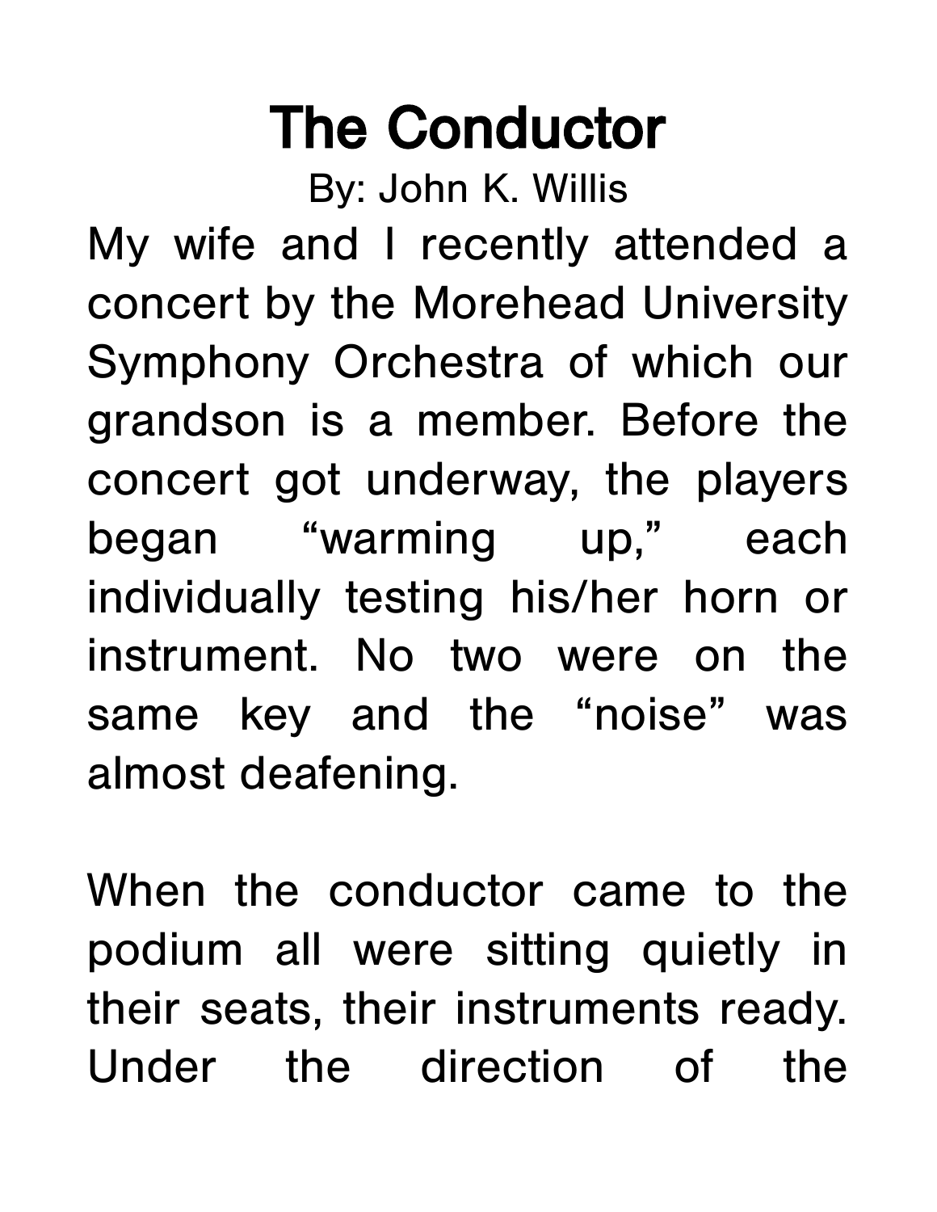# The Conductor

By: John K. Willis

My wife and I recently attended a concert by the Morehead University Symphony Orchestra of which our grandson is a member. Before the concert got underway, the players began "warming up," each individually testing his/her horn or instrument. No two were on the same key and the "noise" was almost deafening.

When the conductor came to the podium all were sitting quietly in their seats, their instruments ready. Under the direction of the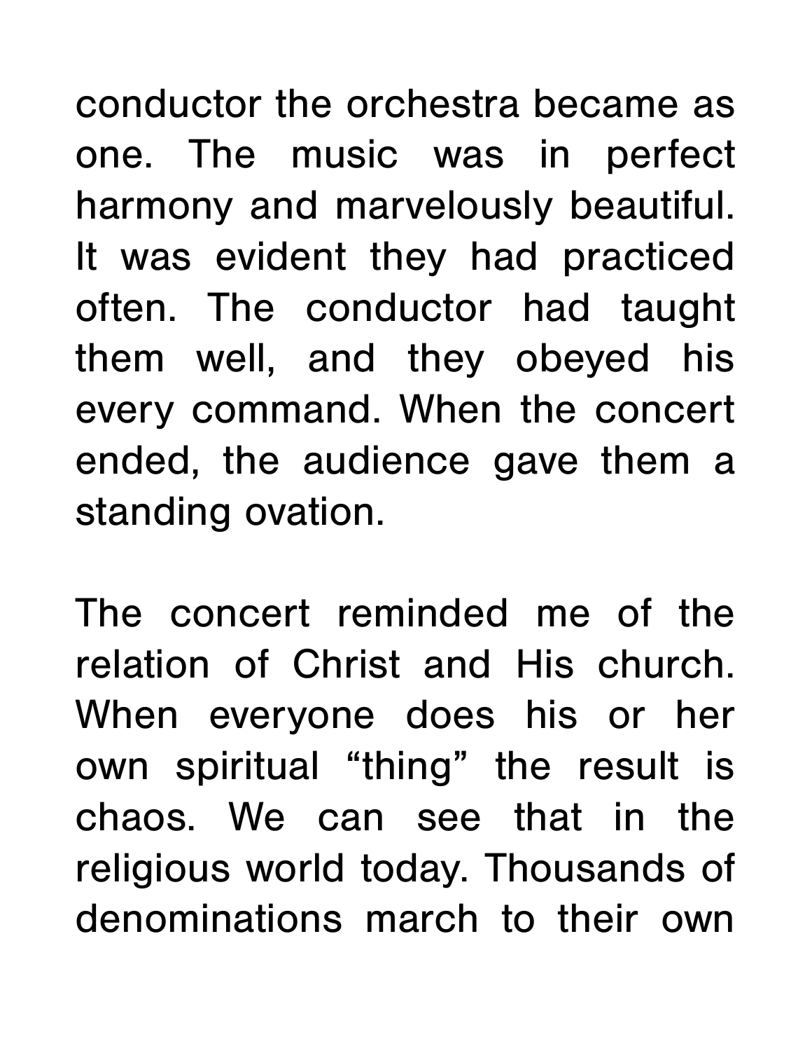conductor the orchestra became as one. The music was in perfect harmony and marvelously beautiful. It was evident they had practiced often. The conductor had taught them well, and they obeyed his every command. When the concert ended, the audience gave them a standing ovation.

The concert reminded me of the relation of Christ and His church. When everyone does his or her own spiritual "thing" the result is chaos. We can see that in the religious world today. Thousands of denominations march to their own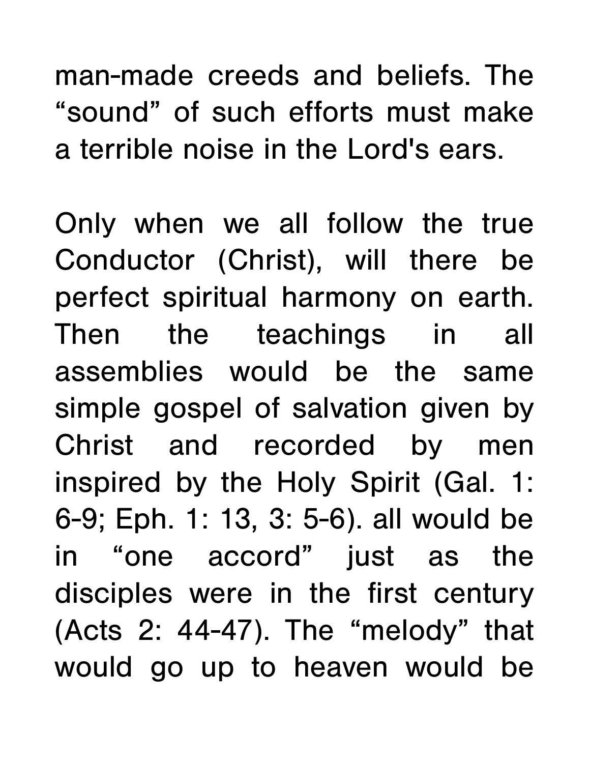man-made creeds and beliefs. The "sound" of such efforts must make a terrible noise in the Lord's ears.

Only when we all follow the true Conductor (Christ), will there be perfect spiritual harmony on earth. Then the teachings in all assemblies would be the same simple gospel of salvation given by Christ and recorded by men inspired by the Holy Spirit (Gal. 1: 6-9; Eph. 1: 13, 3: 5-6). all would be in "one accord" just as the disciples were in the first century (Acts 2: 44-47). The "melody" that would go up to heaven would be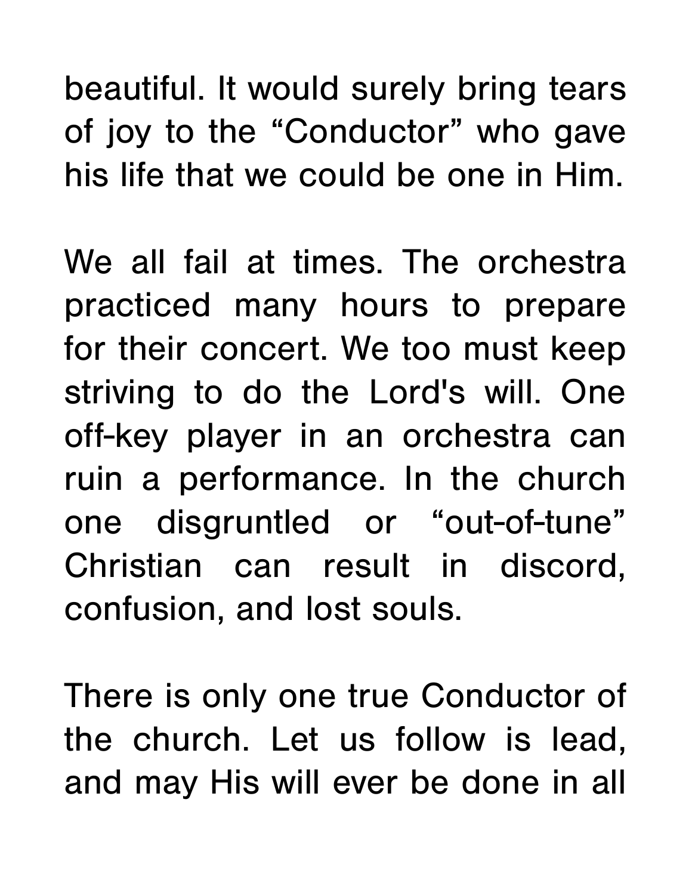beautiful. It would surely bring tears of joy to the “Conductor” who gave his life that we could be one in Him.

We all fail at times. The orchestra practiced many hours to prepare for their concert. We too must keep striving to do the Lord's will. One off-key player in an orchestra can ruin a performance. In the church one disgruntled or “out-of-tune” Christian can result in discord, confusion, and lost souls.

There is only one true Conductor of the church. Let us follow is lead, and may His will ever be done in all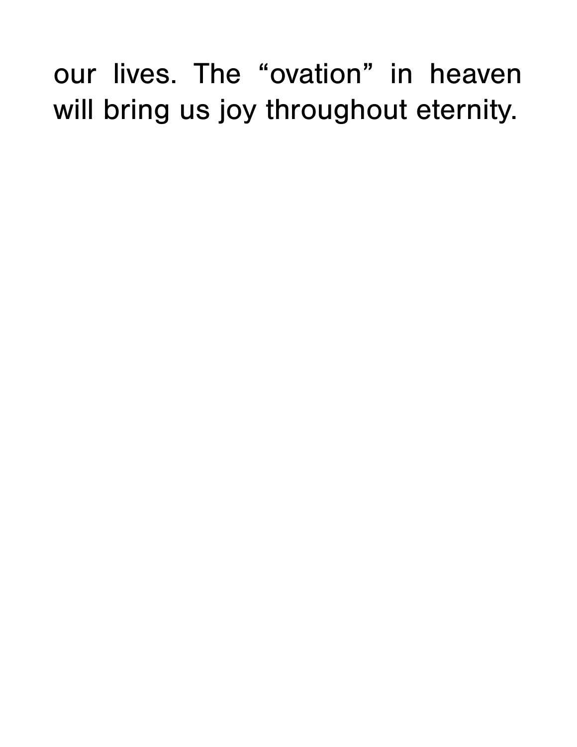our lives. The “ovation” in heaven will bring us joy throughout eternity.